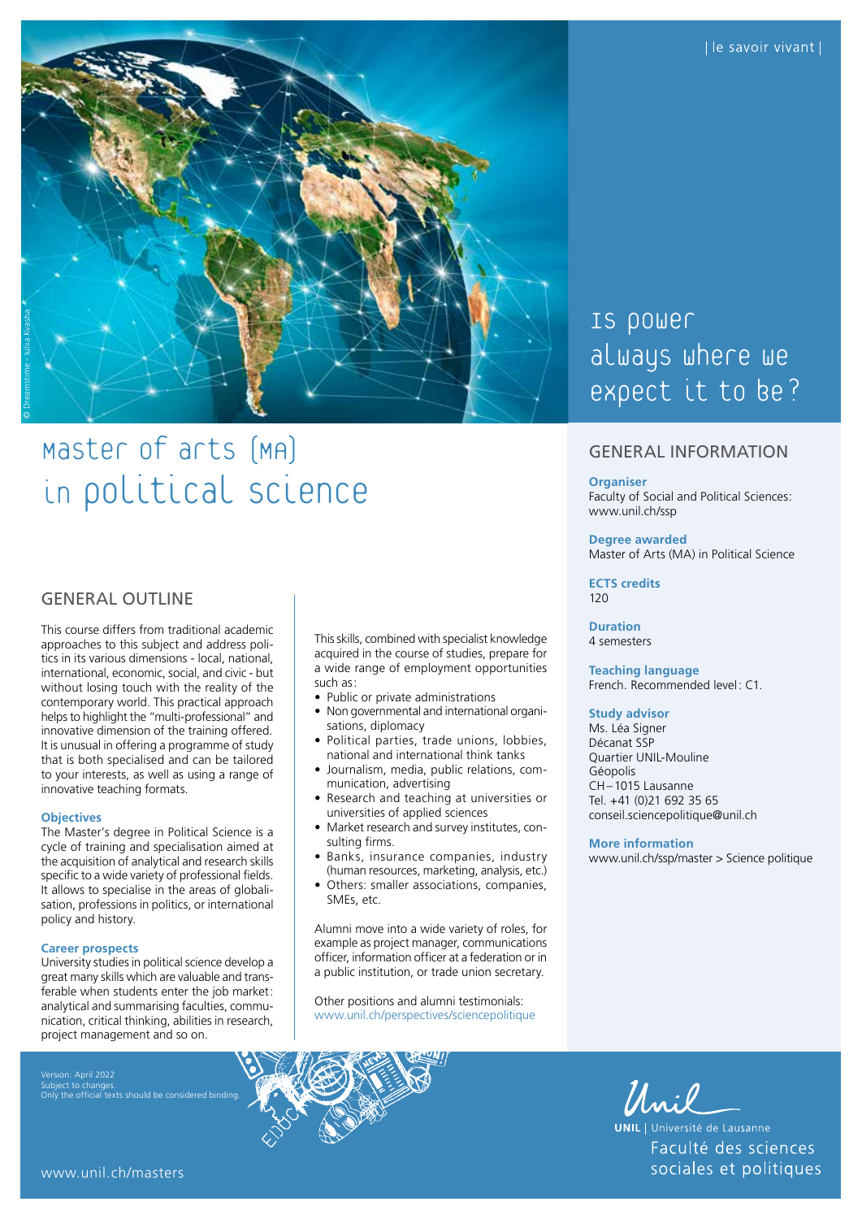| le savoir vivant |

# Master of Arts (MA) in Political Science

Is power always where we expect it to be?

## GENERAL OUTLINE

This course differs from traditional academic approaches to this subject and address politics in its various dimensions - local, national, international, economic, social, and civic - but without losing touch with the reality of the contemporary world. This practical approach helps to highlight the "multi-professional" and innovative dimension of the training offered. It is unusual in offering a programme of study that is both specialised and can be tailored to your interests, as well as using a range of innovative teaching formats.

### Objectives

The Master's degree in Political Science is a cycle of training and specialisation aimed at the acquisition of analytical and research skills specific to a wide variety of professional fields. It allows to specialise in the areas of globalisation, professions in politics, or international policy and history.

### Career prospects

University studies in political science develop a great many skills which are valuable and transferable when students enter the job market: analytical and summarising faculties, communication, critical thinking, abilities in research, project management and so on.

This skills, combined with specialist knowledge acquired in the course of studies, prepare for a wide range of employment opportunities such as:

- Public or private administrations
- Non governmental and international organisations, diplomacy
- Political parties, trade unions, lobbies, national and international think tanks
- Journalism, media, public relations, communication, advertising
- Research and teaching at universities or universities of applied sciences
- Market research and survey institutes, consulting firms.
- Banks, insurance companies, industry (human resources, marketing, analysis, etc.)
- Others: smaller associations, companies, SMEs, etc.

Alumni move into a wide variety of roles, for example as project manager, communications officer, information officer at a federation or in a public institution, or trade union secretary.

Other positions and alumni testimonials:
www.unil.ch/perspectives/sciencepolitique

## GENERAL INFORMATION

**Organiser**
Faculty of Social and Political Sciences:
www.unil.ch/ssp

**Degree awarded**
Master of Arts (MA) in Political Science

**ECTS credits**
120

**Duration**
4 semesters

**Teaching language**
French. Recommended level: C1.

**Study advisor**
Ms. Léa Signer
Décanat SSP
Quartier UNIL-Mouline
Géopolis
CH – 1015 Lausanne
Tel. +41 (0)21 692 35 65
conseil.sciencepolitique@unil.ch

**More information**
www.unil.ch/ssp/master > Science politique

Version: April 2022
Subject to changes.
Only the official texts should be considered binding.

www.unil.ch/masters

UNIL | Université de Lausanne
Faculté des sciences sociales et politiques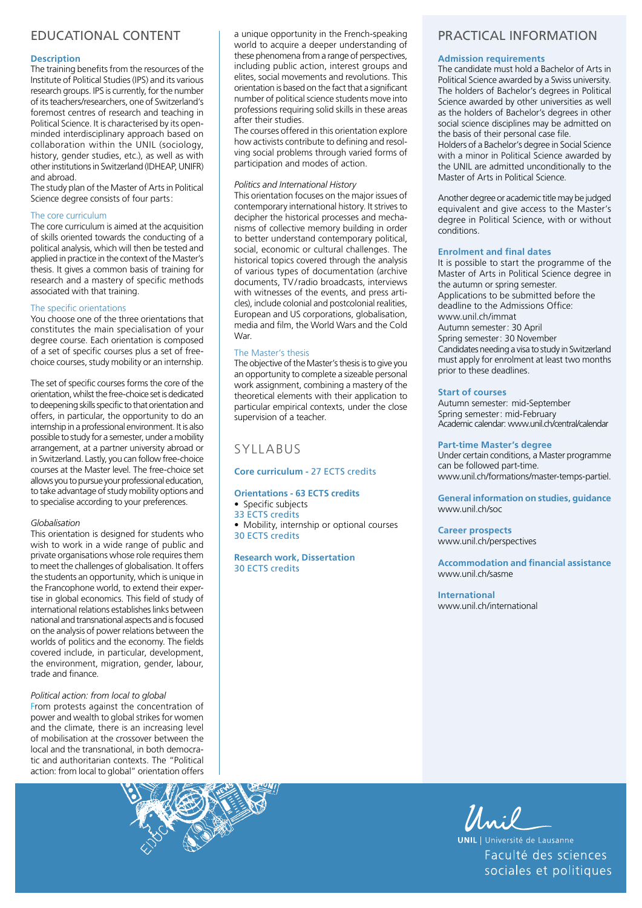## EDUCATIONAL CONTENT

### Description

The training benefits from the resources of the Institute of Political Studies (IPS) and its various research groups. IPS is currently, for the number of its teachers/researchers, one of Switzerland's foremost centres of research and teaching in Political Science. It is characterised by its open-minded interdisciplinary approach based on collaboration within the UNIL (sociology, history, gender studies, etc.), as well as with other institutions in Switzerland (IDHEAP, UNIFR) and abroad.

The study plan of the Master of Arts in Political Science degree consists of four parts:

#### The core curriculum

The core curriculum is aimed at the acquisition of skills oriented towards the conducting of a political analysis, which will then be tested and applied in practice in the context of the Master's thesis. It gives a common basis of training for research and a mastery of specific methods associated with that training.

#### The specific orientations

You choose one of the three orientations that constitutes the main specialisation of your degree course. Each orientation is composed of a set of specific courses plus a set of free-choice courses, study mobility or an internship.

The set of specific courses forms the core of the orientation, whilst the free-choice set is dedicated to deepening skills specific to that orientation and offers, in particular, the opportunity to do an internship in a professional environment. It is also possible to study for a semester, under a mobility arrangement, at a partner university abroad or in Switzerland. Lastly, you can follow free-choice courses at the Master level. The free-choice set allows you to pursue your professional education, to take advantage of study mobility options and to specialise according to your preferences.

*Globalisation*

This orientation is designed for students who wish to work in a wide range of public and private organisations whose role requires them to meet the challenges of globalisation. It offers the students an opportunity, which is unique in the Francophone world, to extend their expertise in global economics. This field of study of international relations establishes links between national and transnational aspects and is focused on the analysis of power relations between the worlds of politics and the economy. The fields covered include, in particular, development, the environment, migration, gender, labour, trade and finance.

*Political action: from local to global*

From protests against the concentration of power and wealth to global strikes for women and the climate, there is an increasing level of mobilisation at the crossover between the local and the transnational, in both democratic and authoritarian contexts. The "Political action: from local to global" orientation offers a unique opportunity in the French-speaking world to acquire a deeper understanding of these phenomena from a range of perspectives, including public action, interest groups and elites, social movements and revolutions. This orientation is based on the fact that a significant number of political science students move into professions requiring solid skills in these areas after their studies.

The courses offered in this orientation explore how activists contribute to defining and resolving social problems through varied forms of participation and modes of action.

*Politics and International History*

This orientation focuses on the major issues of contemporary international history. It strives to decipher the historical processes and mechanisms of collective memory building in order to better understand contemporary political, social, economic or cultural challenges. The historical topics covered through the analysis of various types of documentation (archive documents, TV/radio broadcasts, interviews with witnesses of the events, and press articles), include colonial and postcolonial realities, European and US corporations, globalisation, media and film, the World Wars and the Cold War.

#### The Master's thesis

The objective of the Master's thesis is to give you an opportunity to complete a sizeable personal work assignment, combining a mastery of the theoretical elements with their application to particular empirical contexts, under the close supervision of a teacher.

## SYLLABUS

**Core curriculum - 27 ECTS credits**

**Orientations - 63 ECTS credits**

- Specific subjects
  33 ECTS credits
- Mobility, internship or optional courses
  30 ECTS credits

**Research work, Dissertation**
30 ECTS credits

## PRACTICAL INFORMATION

### Admission requirements

The candidate must hold a Bachelor of Arts in Political Science awarded by a Swiss university. The holders of Bachelor's degrees in Political Science awarded by other universities as well as the holders of Bachelor's degrees in other social science disciplines may be admitted on the basis of their personal case file.

Holders of a Bachelor's degree in Social Science with a minor in Political Science awarded by the UNIL are admitted unconditionally to the Master of Arts in Political Science.

Another degree or academic title may be judged equivalent and give access to the Master's degree in Political Science, with or without conditions.

### Enrolment and final dates

It is possible to start the programme of the Master of Arts in Political Science degree in the autumn or spring semester.

Applications to be submitted before the deadline to the Admissions Office:
www.unil.ch/immat

Autumn semester: 30 April
Spring semester: 30 November

Candidates needing a visa to study in Switzerland must apply for enrolment at least two months prior to these deadlines.

### Start of courses

Autumn semester: mid-September
Spring semester: mid-February
Academic calendar: www.unil.ch/central/calendar

### Part-time Master's degree

Under certain conditions, a Master programme can be followed part-time.
www.unil.ch/formations/master-temps-partiel.

### General information on studies, guidance

www.unil.ch/soc

### Career prospects

www.unil.ch/perspectives

### Accommodation and financial assistance

www.unil.ch/sasme

### International

www.unil.ch/international

Unil
UNIL | Université de Lausanne
Faculté des sciences sociales et politiques